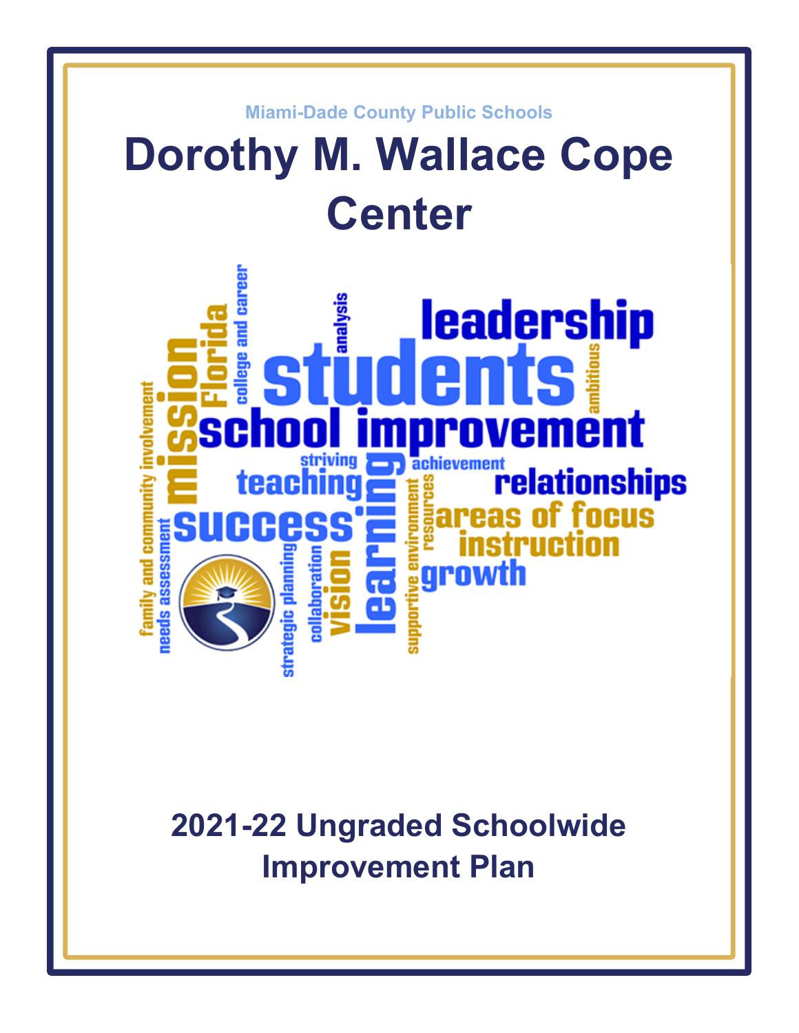Miami-Dade County Public Schools

# Dorothy M. Wallace Cope Center

## 2021-22 Ungraded Schoolwide Improvement Plan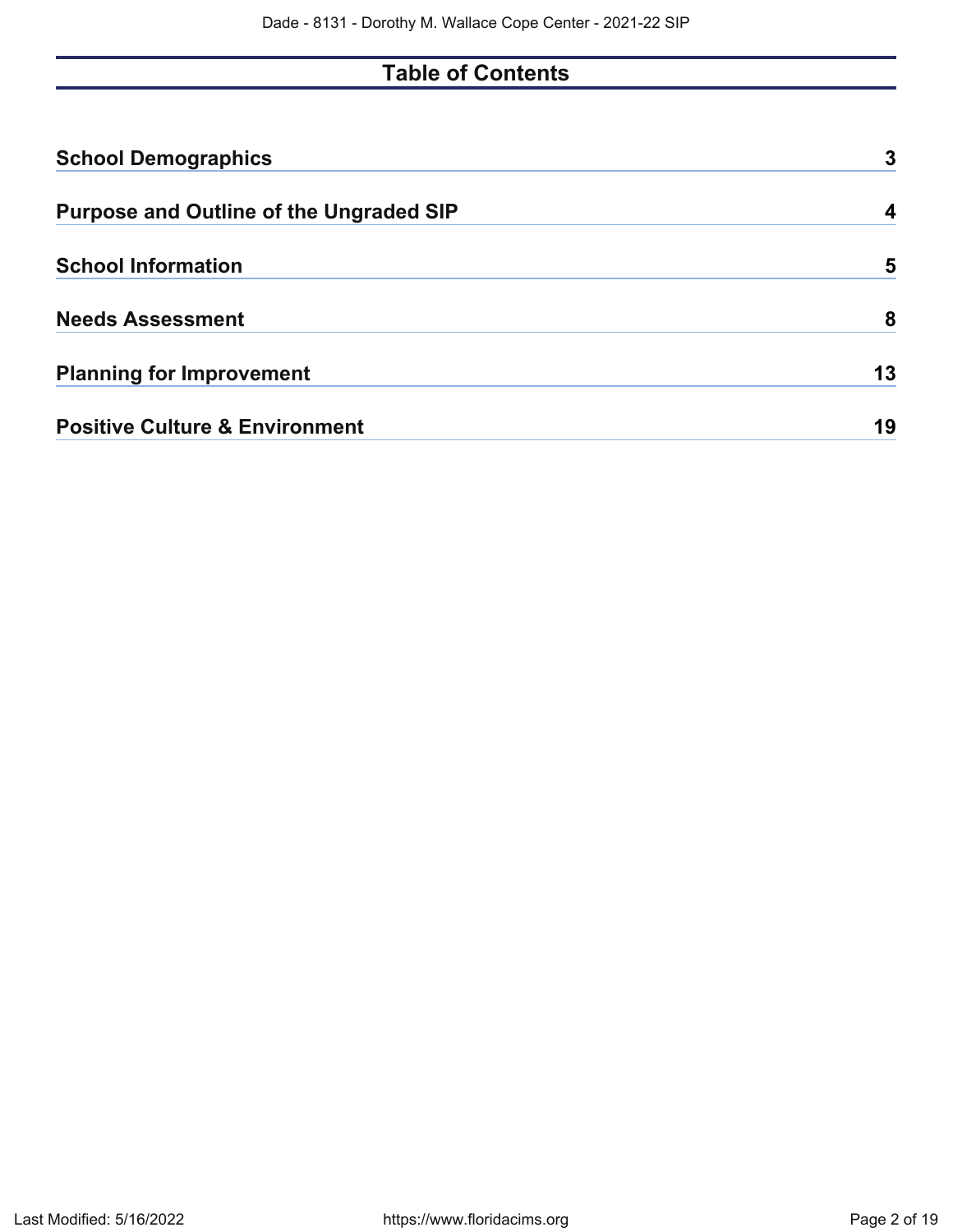# Table of Contents

| | |
|---|---|
| **School Demographics** | **3** |
| **Purpose and Outline of the Ungraded SIP** | **4** |
| **School Information** | **5** |
| **Needs Assessment** | **8** |
| **Planning for Improvement** | **13** |
| **Positive Culture & Environment** | **19** |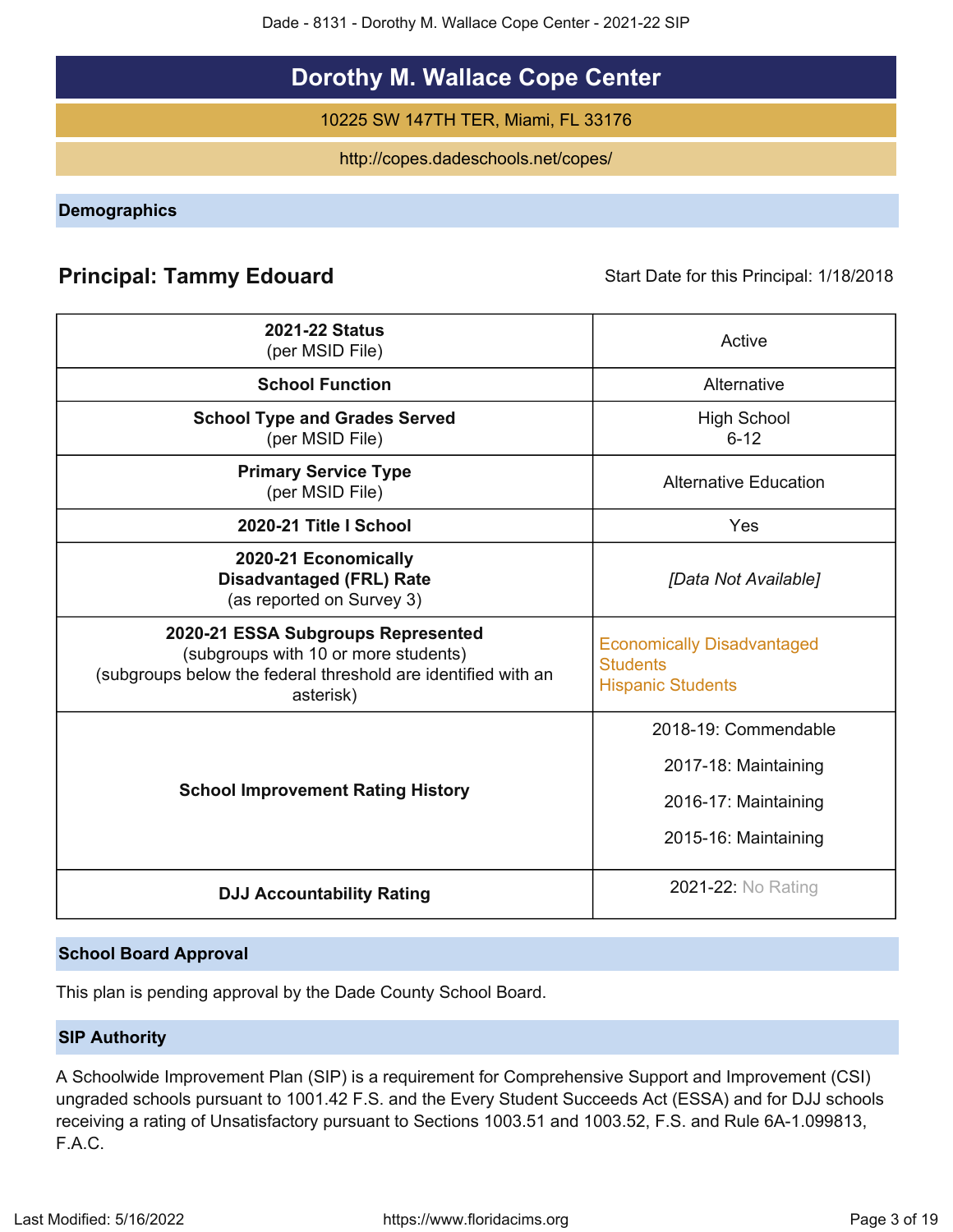# Dorothy M. Wallace Cope Center

10225 SW 147TH TER, Miami, FL 33176

http://copes.dadeschools.net/copes/

## Demographics

**Principal: Tammy Edouard** Start Date for this Principal: 1/18/2018

| | |
|---|---|
| **2021-22 Status** (per MSID File) | Active |
| **School Function** | Alternative |
| **School Type and Grades Served** (per MSID File) | High School 6-12 |
| **Primary Service Type** (per MSID File) | Alternative Education |
| **2020-21 Title I School** | Yes |
| **2020-21 Economically Disadvantaged (FRL) Rate** (as reported on Survey 3) | *[Data Not Available]* |
| **2020-21 ESSA Subgroups Represented** (subgroups with 10 or more students) (subgroups below the federal threshold are identified with an asterisk) | Economically Disadvantaged Students<br>Hispanic Students |
| **School Improvement Rating History** | 2018-19: Commendable<br>2017-18: Maintaining<br>2016-17: Maintaining<br>2015-16: Maintaining |
| **DJJ Accountability Rating** | 2021-22: No Rating |

## School Board Approval

This plan is pending approval by the Dade County School Board.

## SIP Authority

A Schoolwide Improvement Plan (SIP) is a requirement for Comprehensive Support and Improvement (CSI) ungraded schools pursuant to 1001.42 F.S. and the Every Student Succeeds Act (ESSA) and for DJJ schools receiving a rating of Unsatisfactory pursuant to Sections 1003.51 and 1003.52, F.S. and Rule 6A-1.099813, F.A.C.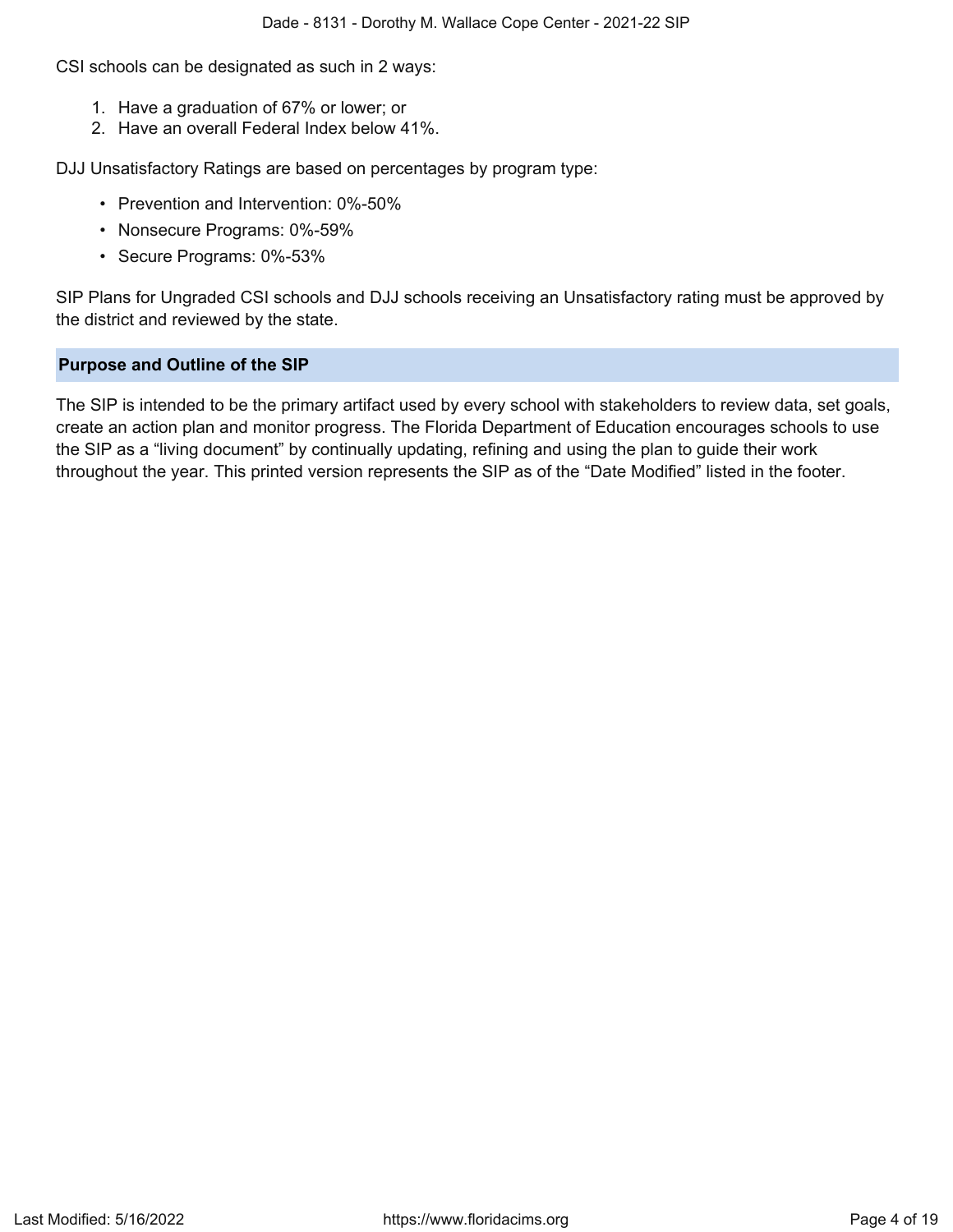CSI schools can be designated as such in 2 ways:

1. Have a graduation of 67% or lower; or
2. Have an overall Federal Index below 41%.

DJJ Unsatisfactory Ratings are based on percentages by program type:

- Prevention and Intervention: 0%-50%
- Nonsecure Programs: 0%-59%
- Secure Programs: 0%-53%

SIP Plans for Ungraded CSI schools and DJJ schools receiving an Unsatisfactory rating must be approved by the district and reviewed by the state.

## Purpose and Outline of the SIP

The SIP is intended to be the primary artifact used by every school with stakeholders to review data, set goals, create an action plan and monitor progress. The Florida Department of Education encourages schools to use the SIP as a "living document" by continually updating, refining and using the plan to guide their work throughout the year. This printed version represents the SIP as of the "Date Modified" listed in the footer.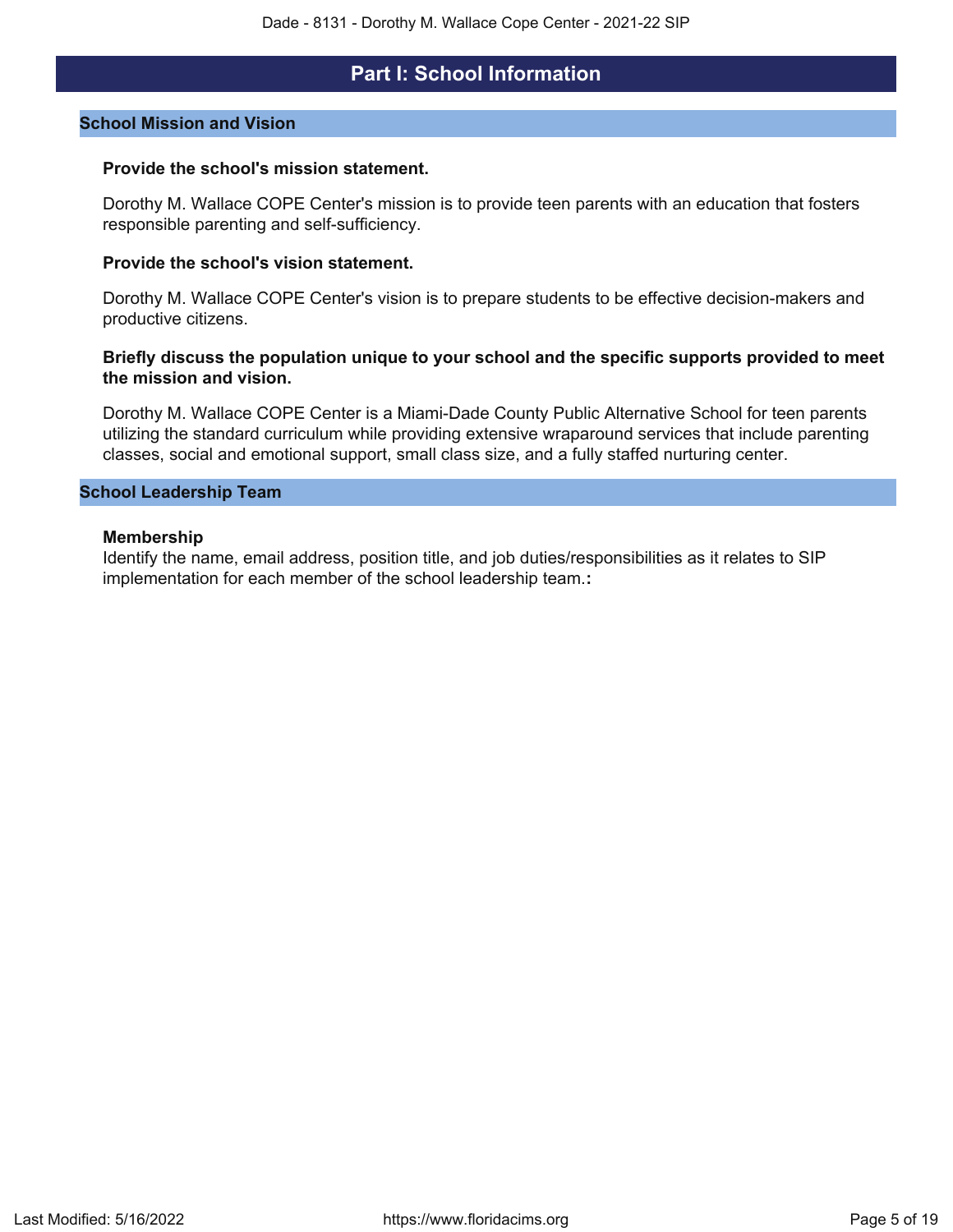# Part I: School Information

## School Mission and Vision

**Provide the school's mission statement.**

Dorothy M. Wallace COPE Center's mission is to provide teen parents with an education that fosters responsible parenting and self-sufficiency.

**Provide the school's vision statement.**

Dorothy M. Wallace COPE Center's vision is to prepare students to be effective decision-makers and productive citizens.

**Briefly discuss the population unique to your school and the specific supports provided to meet the mission and vision.**

Dorothy M. Wallace COPE Center is a Miami-Dade County Public Alternative School for teen parents utilizing the standard curriculum while providing extensive wraparound services that include parenting classes, social and emotional support, small class size, and a fully staffed nurturing center.

## School Leadership Team

**Membership**

Identify the name, email address, position title, and job duties/responsibilities as it relates to SIP implementation for each member of the school leadership team.**:**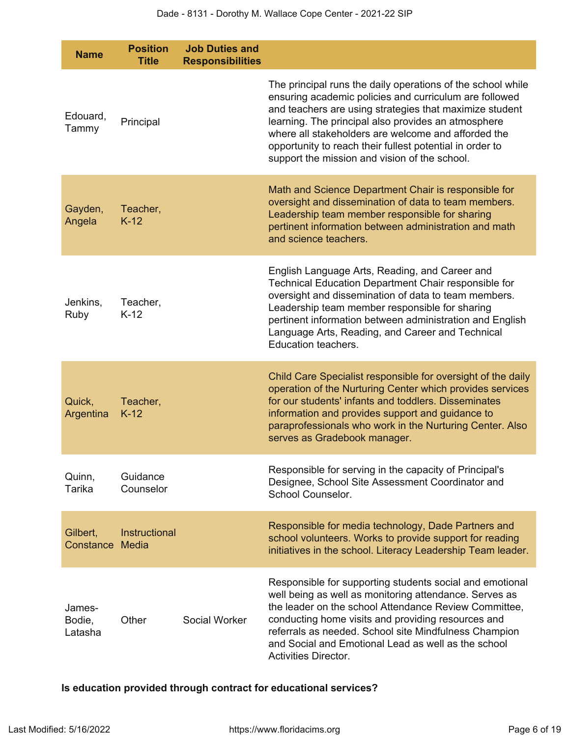| Name | Position Title | Job Duties and Responsibilities | |
|---|---|---|---|
| Edouard, Tammy | Principal | | The principal runs the daily operations of the school while ensuring academic policies and curriculum are followed and teachers are using strategies that maximize student learning. The principal also provides an atmosphere where all stakeholders are welcome and afforded the opportunity to reach their fullest potential in order to support the mission and vision of the school. |
| Gayden, Angela | Teacher, K-12 | | Math and Science Department Chair is responsible for oversight and dissemination of data to team members. Leadership team member responsible for sharing pertinent information between administration and math and science teachers. |
| Jenkins, Ruby | Teacher, K-12 | | English Language Arts, Reading, and Career and Technical Education Department Chair responsible for oversight and dissemination of data to team members. Leadership team member responsible for sharing pertinent information between administration and English Language Arts, Reading, and Career and Technical Education teachers. |
| Quick, Argentina | Teacher, K-12 | | Child Care Specialist responsible for oversight of the daily operation of the Nurturing Center which provides services for our students' infants and toddlers. Disseminates information and provides support and guidance to paraprofessionals who work in the Nurturing Center. Also serves as Gradebook manager. |
| Quinn, Tarika | Guidance Counselor | | Responsible for serving in the capacity of Principal's Designee, School Site Assessment Coordinator and School Counselor. |
| Gilbert, Constance | Instructional Media | | Responsible for media technology, Dade Partners and school volunteers. Works to provide support for reading initiatives in the school. Literacy Leadership Team leader. |
| James-Bodie, Latasha | Other | Social Worker | Responsible for supporting students social and emotional well being as well as monitoring attendance. Serves as the leader on the school Attendance Review Committee, conducting home visits and providing resources and referrals as needed. School site Mindfulness Champion and Social and Emotional Lead as well as the school Activities Director. |

**Is education provided through contract for educational services?**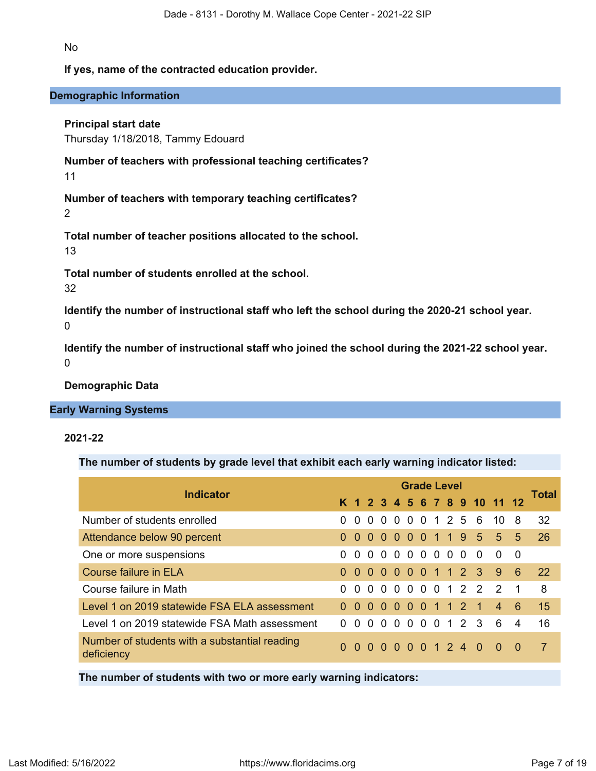No

**If yes, name of the contracted education provider.**

## Demographic Information

**Principal start date**

Thursday 1/18/2018, Tammy Edouard

**Number of teachers with professional teaching certificates?**

11

**Number of teachers with temporary teaching certificates?**

2

**Total number of teacher positions allocated to the school.**

13

**Total number of students enrolled at the school.**

32

**Identify the number of instructional staff who left the school during the 2020-21 school year.**

0

**Identify the number of instructional staff who joined the school during the 2021-22 school year.**

0

**Demographic Data**

## Early Warning Systems

### 2021-22

**The number of students by grade level that exhibit each early warning indicator listed:**

| Indicator | Grade Level | | | | | | | | | | | | | Total |
|---|---|---|---|---|---|---|---|---|---|---|---|---|---|---|
| | K | 1 | 2 | 3 | 4 | 5 | 6 | 7 | 8 | 9 | 10 | 11 | 12 | |
| Number of students enrolled | 0 | 0 | 0 | 0 | 0 | 0 | 0 | 1 | 2 | 5 | 6 | 10 | 8 | 32 |
| Attendance below 90 percent | 0 | 0 | 0 | 0 | 0 | 0 | 0 | 1 | 1 | 9 | 5 | 5 | 5 | 26 |
| One or more suspensions | 0 | 0 | 0 | 0 | 0 | 0 | 0 | 0 | 0 | 0 | 0 | 0 | 0 | |
| Course failure in ELA | 0 | 0 | 0 | 0 | 0 | 0 | 0 | 1 | 1 | 2 | 3 | 9 | 6 | 22 |
| Course failure in Math | 0 | 0 | 0 | 0 | 0 | 0 | 0 | 0 | 1 | 2 | 2 | 2 | 1 | 8 |
| Level 1 on 2019 statewide FSA ELA assessment | 0 | 0 | 0 | 0 | 0 | 0 | 0 | 1 | 1 | 2 | 1 | 4 | 6 | 15 |
| Level 1 on 2019 statewide FSA Math assessment | 0 | 0 | 0 | 0 | 0 | 0 | 0 | 0 | 1 | 2 | 3 | 6 | 4 | 16 |
| Number of students with a substantial reading deficiency | 0 | 0 | 0 | 0 | 0 | 0 | 0 | 1 | 2 | 4 | 0 | 0 | 0 | 7 |

**The number of students with two or more early warning indicators:**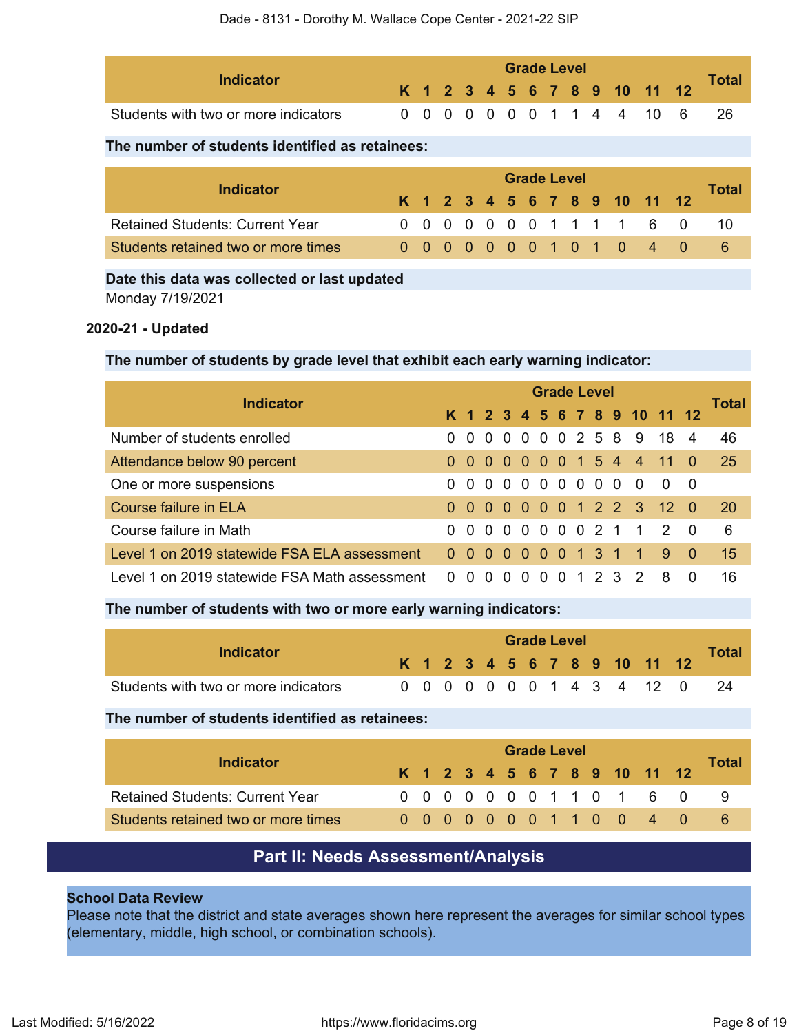| Indicator | Grade Level | | | | | | | | | | | | | Total |
|---|---|---|---|---|---|---|---|---|---|---|---|---|---|---|
| | K | 1 | 2 | 3 | 4 | 5 | 6 | 7 | 8 | 9 | 10 | 11 | 12 | |
| Students with two or more indicators | 0 | 0 | 0 | 0 | 0 | 0 | 0 | 1 | 1 | 4 | 4 | 10 | 6 | 26 |

**The number of students identified as retainees:**

| Indicator | Grade Level | | | | | | | | | | | | | Total |
|---|---|---|---|---|---|---|---|---|---|---|---|---|---|---|
| | K | 1 | 2 | 3 | 4 | 5 | 6 | 7 | 8 | 9 | 10 | 11 | 12 | |
| Retained Students: Current Year | 0 | 0 | 0 | 0 | 0 | 0 | 0 | 1 | 1 | 1 | 1 | 6 | 0 | 10 |
| Students retained two or more times | 0 | 0 | 0 | 0 | 0 | 0 | 0 | 1 | 0 | 1 | 0 | 4 | 0 | 6 |

**Date this data was collected or last updated**

Monday 7/19/2021

**2020-21 - Updated**

**The number of students by grade level that exhibit each early warning indicator:**

| Indicator | Grade Level | | | | | | | | | | | | | Total |
|---|---|---|---|---|---|---|---|---|---|---|---|---|---|---|
| | K | 1 | 2 | 3 | 4 | 5 | 6 | 7 | 8 | 9 | 10 | 11 | 12 | |
| Number of students enrolled | 0 | 0 | 0 | 0 | 0 | 0 | 0 | 2 | 5 | 8 | 9 | 18 | 4 | 46 |
| Attendance below 90 percent | 0 | 0 | 0 | 0 | 0 | 0 | 0 | 1 | 5 | 4 | 4 | 11 | 0 | 25 |
| One or more suspensions | 0 | 0 | 0 | 0 | 0 | 0 | 0 | 0 | 0 | 0 | 0 | 0 | 0 | |
| Course failure in ELA | 0 | 0 | 0 | 0 | 0 | 0 | 0 | 1 | 2 | 2 | 3 | 12 | 0 | 20 |
| Course failure in Math | 0 | 0 | 0 | 0 | 0 | 0 | 0 | 0 | 2 | 1 | 1 | 2 | 0 | 6 |
| Level 1 on 2019 statewide FSA ELA assessment | 0 | 0 | 0 | 0 | 0 | 0 | 0 | 1 | 3 | 1 | 1 | 9 | 0 | 15 |
| Level 1 on 2019 statewide FSA Math assessment | 0 | 0 | 0 | 0 | 0 | 0 | 0 | 1 | 2 | 3 | 2 | 8 | 0 | 16 |

**The number of students with two or more early warning indicators:**

| Indicator | Grade Level | | | | | | | | | | | | | Total |
|---|---|---|---|---|---|---|---|---|---|---|---|---|---|---|
| | K | 1 | 2 | 3 | 4 | 5 | 6 | 7 | 8 | 9 | 10 | 11 | 12 | |
| Students with two or more indicators | 0 | 0 | 0 | 0 | 0 | 0 | 0 | 1 | 4 | 3 | 4 | 12 | 0 | 24 |

**The number of students identified as retainees:**

| Indicator | Grade Level | | | | | | | | | | | | | Total |
|---|---|---|---|---|---|---|---|---|---|---|---|---|---|---|
| | K | 1 | 2 | 3 | 4 | 5 | 6 | 7 | 8 | 9 | 10 | 11 | 12 | |
| Retained Students: Current Year | 0 | 0 | 0 | 0 | 0 | 0 | 0 | 1 | 1 | 0 | 1 | 6 | 0 | 9 |
| Students retained two or more times | 0 | 0 | 0 | 0 | 0 | 0 | 0 | 1 | 1 | 0 | 0 | 4 | 0 | 6 |

# Part II: Needs Assessment/Analysis

**School Data Review**

Please note that the district and state averages shown here represent the averages for similar school types (elementary, middle, high school, or combination schools).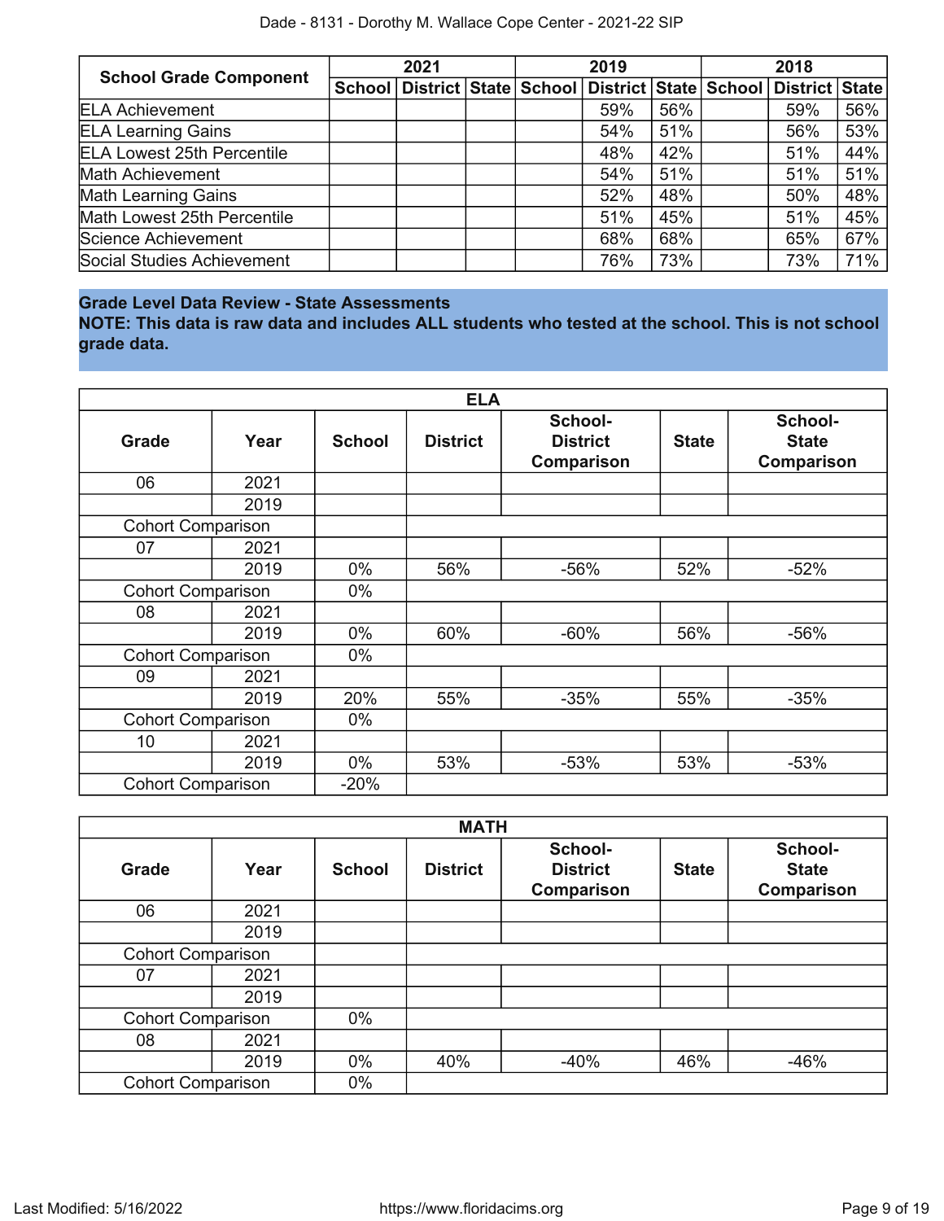| School Grade Component | 2021 | | | 2019 | | | 2018 | | |
|---|---|---|---|---|---|---|---|---|---|
| | School | District | State | School | District | State | School | District | State |
| ELA Achievement | | | | | 59% | 56% | | 59% | 56% |
| ELA Learning Gains | | | | | 54% | 51% | | 56% | 53% |
| ELA Lowest 25th Percentile | | | | | 48% | 42% | | 51% | 44% |
| Math Achievement | | | | | 54% | 51% | | 51% | 51% |
| Math Learning Gains | | | | | 52% | 48% | | 50% | 48% |
| Math Lowest 25th Percentile | | | | | 51% | 45% | | 51% | 45% |
| Science Achievement | | | | | 68% | 68% | | 65% | 67% |
| Social Studies Achievement | | | | | 76% | 73% | | 73% | 71% |

## Grade Level Data Review - State Assessments

**NOTE: This data is raw data and includes ALL students who tested at the school. This is not school grade data.**

| ELA | | | | | | |
|---|---|---|---|---|---|---|
| Grade | Year | School | District | School-District Comparison | State | School-State Comparison |
| 06 | 2021 | | | | | |
| | 2019 | | | | | |
| Cohort Comparison | | | | | | |
| 07 | 2021 | | | | | |
| | 2019 | 0% | 56% | -56% | 52% | -52% |
| Cohort Comparison | | 0% | | | | |
| 08 | 2021 | | | | | |
| | 2019 | 0% | 60% | -60% | 56% | -56% |
| Cohort Comparison | | 0% | | | | |
| 09 | 2021 | | | | | |
| | 2019 | 20% | 55% | -35% | 55% | -35% |
| Cohort Comparison | | 0% | | | | |
| 10 | 2021 | | | | | |
| | 2019 | 0% | 53% | -53% | 53% | -53% |
| Cohort Comparison | | -20% | | | | |

| MATH | | | | | | |
|---|---|---|---|---|---|---|
| Grade | Year | School | District | School-District Comparison | State | School-State Comparison |
| 06 | 2021 | | | | | |
| | 2019 | | | | | |
| Cohort Comparison | | | | | | |
| 07 | 2021 | | | | | |
| | 2019 | | | | | |
| Cohort Comparison | | 0% | | | | |
| 08 | 2021 | | | | | |
| | 2019 | 0% | 40% | -40% | 46% | -46% |
| Cohort Comparison | | 0% | | | | |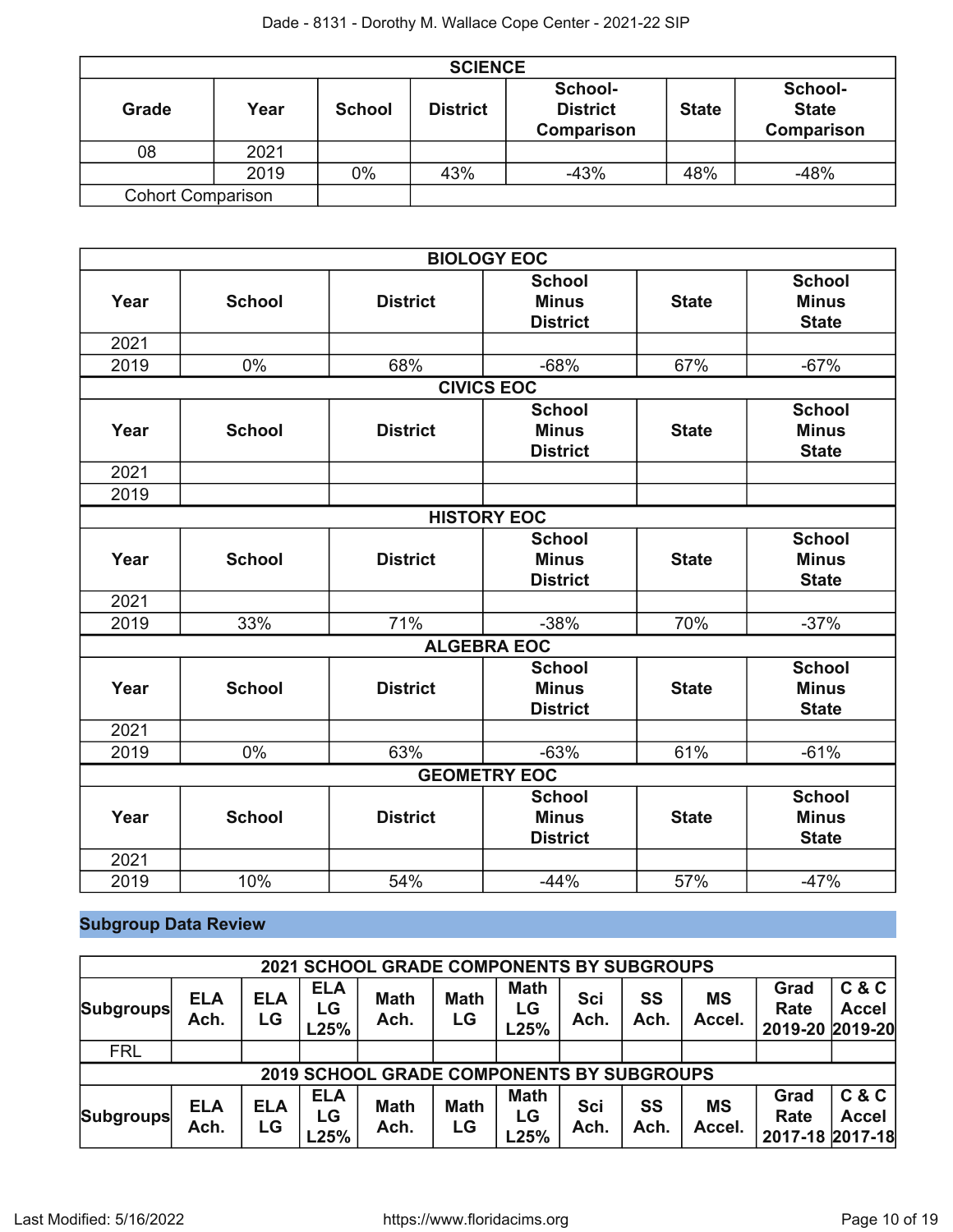| SCIENCE | | | | | | |
|---|---|---|---|---|---|---|
| **Grade** | **Year** | **School** | **District** | **School-District Comparison** | **State** | **School-State Comparison** |
| 08 | 2021 | | | | | |
| | 2019 | 0% | 43% | -43% | 48% | -48% |
| Cohort Comparison | | | | | | |

| BIOLOGY EOC | | | | | |
|---|---|---|---|---|---|
| **Year** | **School** | **District** | **School Minus District** | **State** | **School Minus State** |
| 2021 | | | | | |
| 2019 | 0% | 68% | -68% | 67% | -67% |

| CIVICS EOC | | | | | |
|---|---|---|---|---|---|
| **Year** | **School** | **District** | **School Minus District** | **State** | **School Minus State** |
| 2021 | | | | | |
| 2019 | | | | | |

| HISTORY EOC | | | | | |
|---|---|---|---|---|---|
| **Year** | **School** | **District** | **School Minus District** | **State** | **School Minus State** |
| 2021 | | | | | |
| 2019 | 33% | 71% | -38% | 70% | -37% |

| ALGEBRA EOC | | | | | |
|---|---|---|---|---|---|
| **Year** | **School** | **District** | **School Minus District** | **State** | **School Minus State** |
| 2021 | | | | | |
| 2019 | 0% | 63% | -63% | 61% | -61% |

| GEOMETRY EOC | | | | | |
|---|---|---|---|---|---|
| **Year** | **School** | **District** | **School Minus District** | **State** | **School Minus State** |
| 2021 | | | | | |
| 2019 | 10% | 54% | -44% | 57% | -47% |

## Subgroup Data Review

| 2021 SCHOOL GRADE COMPONENTS BY SUBGROUPS | | | | | | | | | | |
|---|---|---|---|---|---|---|---|---|---|---|
| **Subgroups** | **ELA Ach.** | **ELA LG** | **ELA LG L25%** | **Math Ach.** | **Math LG** | **Math LG L25%** | **Sci Ach.** | **SS Ach.** | **MS Accel.** | **Grad Rate 2019-20** | **C & C Accel 2019-20** |
| FRL | | | | | | | | | | | |

| 2019 SCHOOL GRADE COMPONENTS BY SUBGROUPS | | | | | | | | | | | |
|---|---|---|---|---|---|---|---|---|---|---|---|
| **Subgroups** | **ELA Ach.** | **ELA LG** | **ELA LG L25%** | **Math Ach.** | **Math LG** | **Math LG L25%** | **Sci Ach.** | **SS Ach.** | **MS Accel.** | **Grad Rate 2017-18** | **C & C Accel 2017-18** |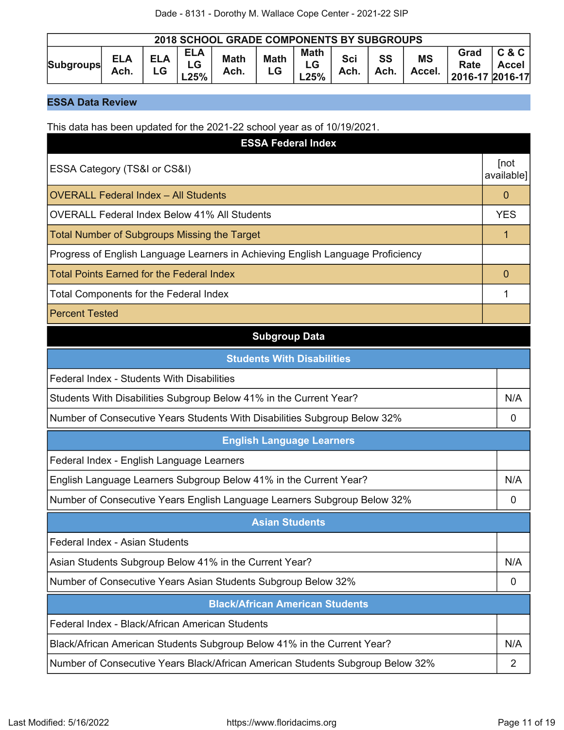| 2018 SCHOOL GRADE COMPONENTS BY SUBGROUPS | | | | | | | | | | | |
|---|---|---|---|---|---|---|---|---|---|---|---|
| Subgroups | ELA Ach. | ELA LG | ELA LG L25% | Math Ach. | Math LG | Math LG L25% | Sci Ach. | SS Ach. | MS Accel. | Grad Rate 2016-17 | C & C Accel 2016-17 |

## ESSA Data Review

This data has been updated for the 2021-22 school year as of 10/19/2021.

| ESSA Federal Index | |
|---|---|
| ESSA Category (TS&I or CS&I) | [not available] |
| OVERALL Federal Index – All Students | 0 |
| OVERALL Federal Index Below 41% All Students | YES |
| Total Number of Subgroups Missing the Target | 1 |
| Progress of English Language Learners in Achieving English Language Proficiency | |
| Total Points Earned for the Federal Index | 0 |
| Total Components for the Federal Index | 1 |
| Percent Tested | |

### Subgroup Data

| Students With Disabilities | |
|---|---|
| Federal Index - Students With Disabilities | |
| Students With Disabilities Subgroup Below 41% in the Current Year? | N/A |
| Number of Consecutive Years Students With Disabilities Subgroup Below 32% | 0 |

| English Language Learners | |
|---|---|
| Federal Index - English Language Learners | |
| English Language Learners Subgroup Below 41% in the Current Year? | N/A |
| Number of Consecutive Years English Language Learners Subgroup Below 32% | 0 |

| Asian Students | |
|---|---|
| Federal Index - Asian Students | |
| Asian Students Subgroup Below 41% in the Current Year? | N/A |
| Number of Consecutive Years Asian Students Subgroup Below 32% | 0 |

| Black/African American Students | |
|---|---|
| Federal Index - Black/African American Students | |
| Black/African American Students Subgroup Below 41% in the Current Year? | N/A |
| Number of Consecutive Years Black/African American Students Subgroup Below 32% | 2 |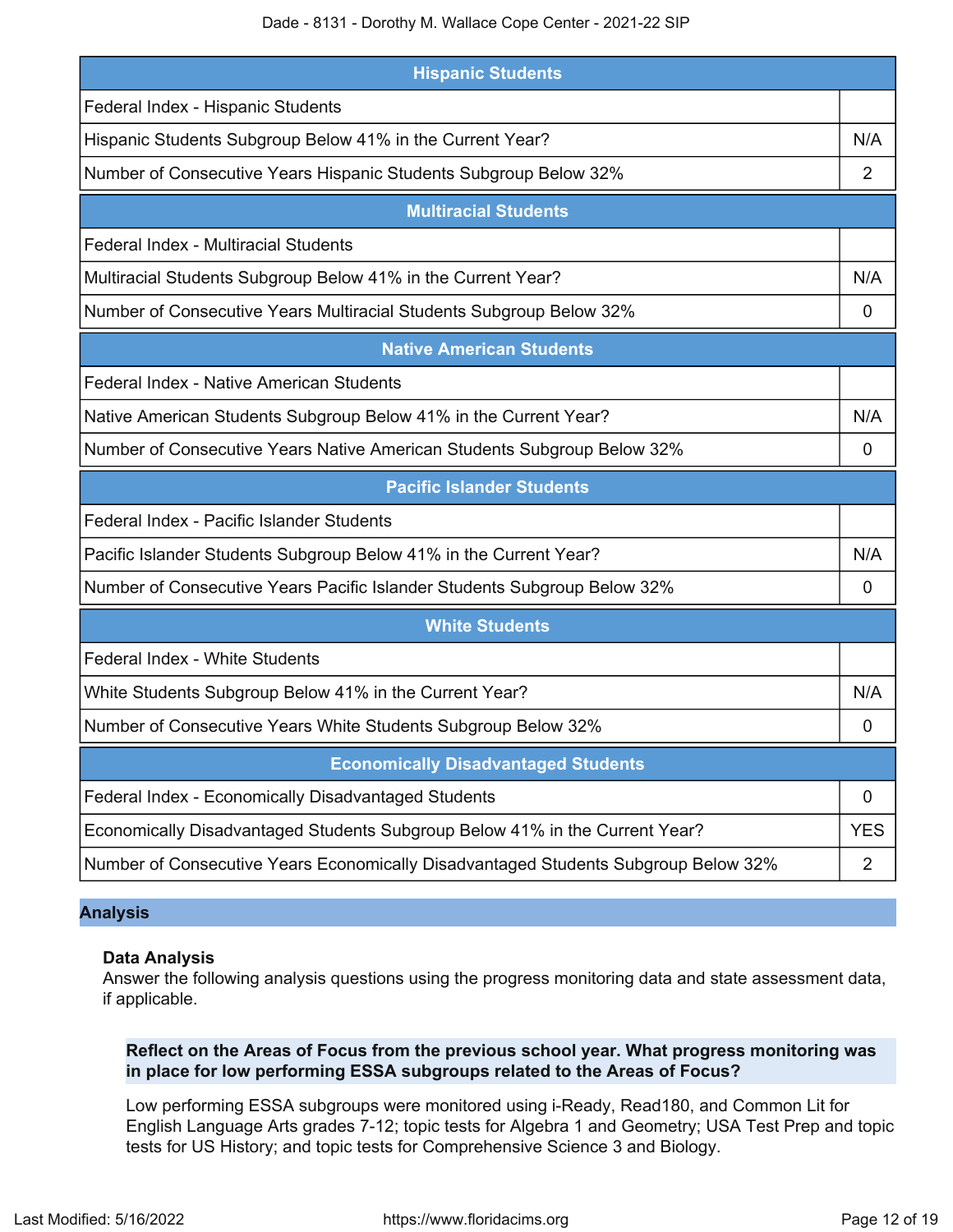| Hispanic Students | |
|---|---|
| Federal Index - Hispanic Students | |
| Hispanic Students Subgroup Below 41% in the Current Year? | N/A |
| Number of Consecutive Years Hispanic Students Subgroup Below 32% | 2 |

| Multiracial Students | |
|---|---|
| Federal Index - Multiracial Students | |
| Multiracial Students Subgroup Below 41% in the Current Year? | N/A |
| Number of Consecutive Years Multiracial Students Subgroup Below 32% | 0 |

| Native American Students | |
|---|---|
| Federal Index - Native American Students | |
| Native American Students Subgroup Below 41% in the Current Year? | N/A |
| Number of Consecutive Years Native American Students Subgroup Below 32% | 0 |

| Pacific Islander Students | |
|---|---|
| Federal Index - Pacific Islander Students | |
| Pacific Islander Students Subgroup Below 41% in the Current Year? | N/A |
| Number of Consecutive Years Pacific Islander Students Subgroup Below 32% | 0 |

| White Students | |
|---|---|
| Federal Index - White Students | |
| White Students Subgroup Below 41% in the Current Year? | N/A |
| Number of Consecutive Years White Students Subgroup Below 32% | 0 |

| Economically Disadvantaged Students | |
|---|---|
| Federal Index - Economically Disadvantaged Students | 0 |
| Economically Disadvantaged Students Subgroup Below 41% in the Current Year? | YES |
| Number of Consecutive Years Economically Disadvantaged Students Subgroup Below 32% | 2 |

## Analysis

### Data Analysis

Answer the following analysis questions using the progress monitoring data and state assessment data, if applicable.

**Reflect on the Areas of Focus from the previous school year. What progress monitoring was in place for low performing ESSA subgroups related to the Areas of Focus?**

Low performing ESSA subgroups were monitored using i-Ready, Read180, and Common Lit for English Language Arts grades 7-12; topic tests for Algebra 1 and Geometry; USA Test Prep and topic tests for US History; and topic tests for Comprehensive Science 3 and Biology.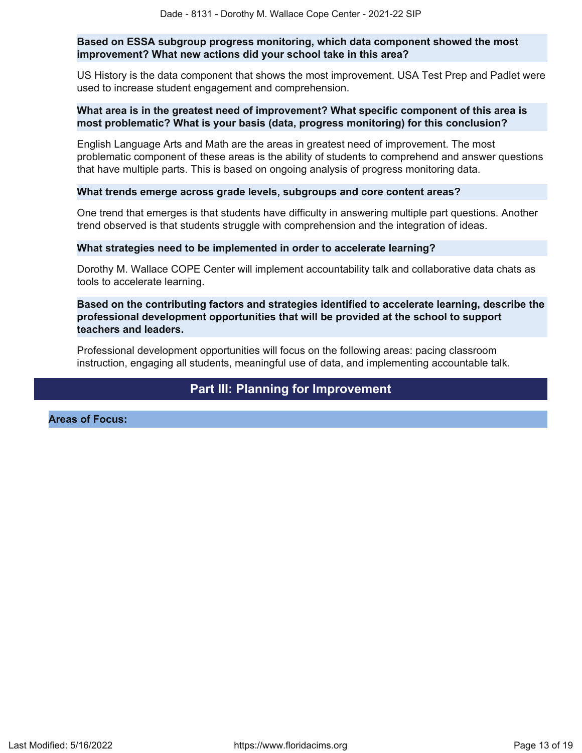**Based on ESSA subgroup progress monitoring, which data component showed the most improvement? What new actions did your school take in this area?**

US History is the data component that shows the most improvement. USA Test Prep and Padlet were used to increase student engagement and comprehension.

**What area is in the greatest need of improvement? What specific component of this area is most problematic? What is your basis (data, progress monitoring) for this conclusion?**

English Language Arts and Math are the areas in greatest need of improvement. The most problematic component of these areas is the ability of students to comprehend and answer questions that have multiple parts. This is based on ongoing analysis of progress monitoring data.

**What trends emerge across grade levels, subgroups and core content areas?**

One trend that emerges is that students have difficulty in answering multiple part questions. Another trend observed is that students struggle with comprehension and the integration of ideas.

**What strategies need to be implemented in order to accelerate learning?**

Dorothy M. Wallace COPE Center will implement accountability talk and collaborative data chats as tools to accelerate learning.

**Based on the contributing factors and strategies identified to accelerate learning, describe the professional development opportunities that will be provided at the school to support teachers and leaders.**

Professional development opportunities will focus on the following areas: pacing classroom instruction, engaging all students, meaningful use of data, and implementing accountable talk.

## Part III: Planning for Improvement

**Areas of Focus:**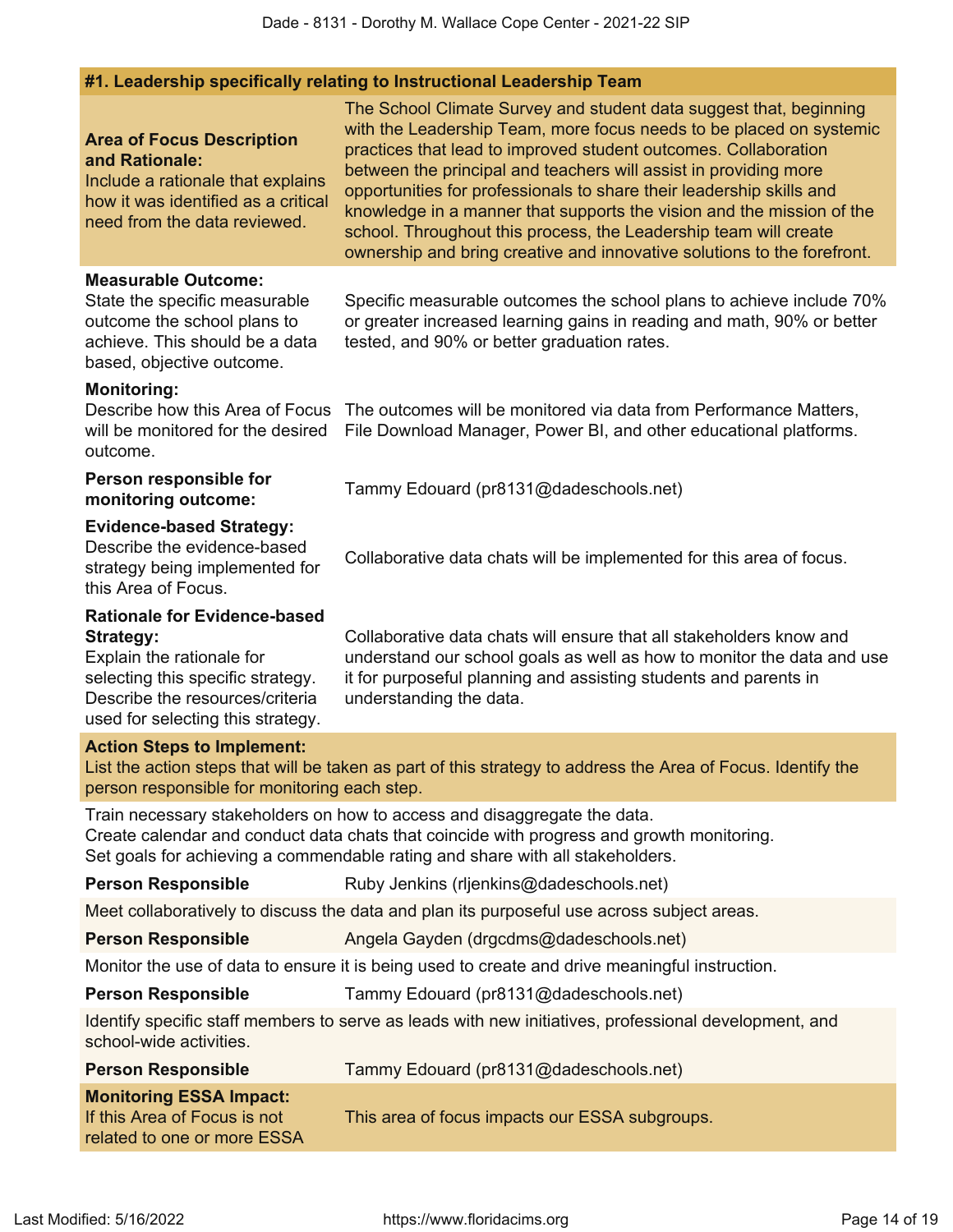## #1. Leadership specifically relating to Instructional Leadership Team

| | |
|---|---|
| **Area of Focus Description and Rationale:** Include a rationale that explains how it was identified as a critical need from the data reviewed. | The School Climate Survey and student data suggest that, beginning with the Leadership Team, more focus needs to be placed on systemic practices that lead to improved student outcomes. Collaboration between the principal and teachers will assist in providing more opportunities for professionals to share their leadership skills and knowledge in a manner that supports the vision and the mission of the school. Throughout this process, the Leadership team will create ownership and bring creative and innovative solutions to the forefront. |
| **Measurable Outcome:** State the specific measurable outcome the school plans to achieve. This should be a data based, objective outcome. | Specific measurable outcomes the school plans to achieve include 70% or greater increased learning gains in reading and math, 90% or better tested, and 90% or better graduation rates. |
| **Monitoring:** Describe how this Area of Focus will be monitored for the desired outcome. | The outcomes will be monitored via data from Performance Matters, File Download Manager, Power BI, and other educational platforms. |
| **Person responsible for monitoring outcome:** | Tammy Edouard (pr8131@dadeschools.net) |
| **Evidence-based Strategy:** Describe the evidence-based strategy being implemented for this Area of Focus. | Collaborative data chats will be implemented for this area of focus. |
| **Rationale for Evidence-based Strategy:** Explain the rationale for selecting this specific strategy. Describe the resources/criteria used for selecting this strategy. | Collaborative data chats will ensure that all stakeholders know and understand our school goals as well as how to monitor the data and use it for purposeful planning and assisting students and parents in understanding the data. |

**Action Steps to Implement:**
List the action steps that will be taken as part of this strategy to address the Area of Focus. Identify the person responsible for monitoring each step.

Train necessary stakeholders on how to access and disaggregate the data.
Create calendar and conduct data chats that coincide with progress and growth monitoring.
Set goals for achieving a commendable rating and share with all stakeholders.

**Person Responsible** Ruby Jenkins (rljenkins@dadeschools.net)

Meet collaboratively to discuss the data and plan its purposeful use across subject areas.

**Person Responsible** Angela Gayden (drgcdms@dadeschools.net)

Monitor the use of data to ensure it is being used to create and drive meaningful instruction.

**Person Responsible** Tammy Edouard (pr8131@dadeschools.net)

Identify specific staff members to serve as leads with new initiatives, professional development, and school-wide activities.

**Person Responsible** Tammy Edouard (pr8131@dadeschools.net)

| | |
|---|---|
| **Monitoring ESSA Impact:** If this Area of Focus is not related to one or more ESSA | This area of focus impacts our ESSA subgroups. |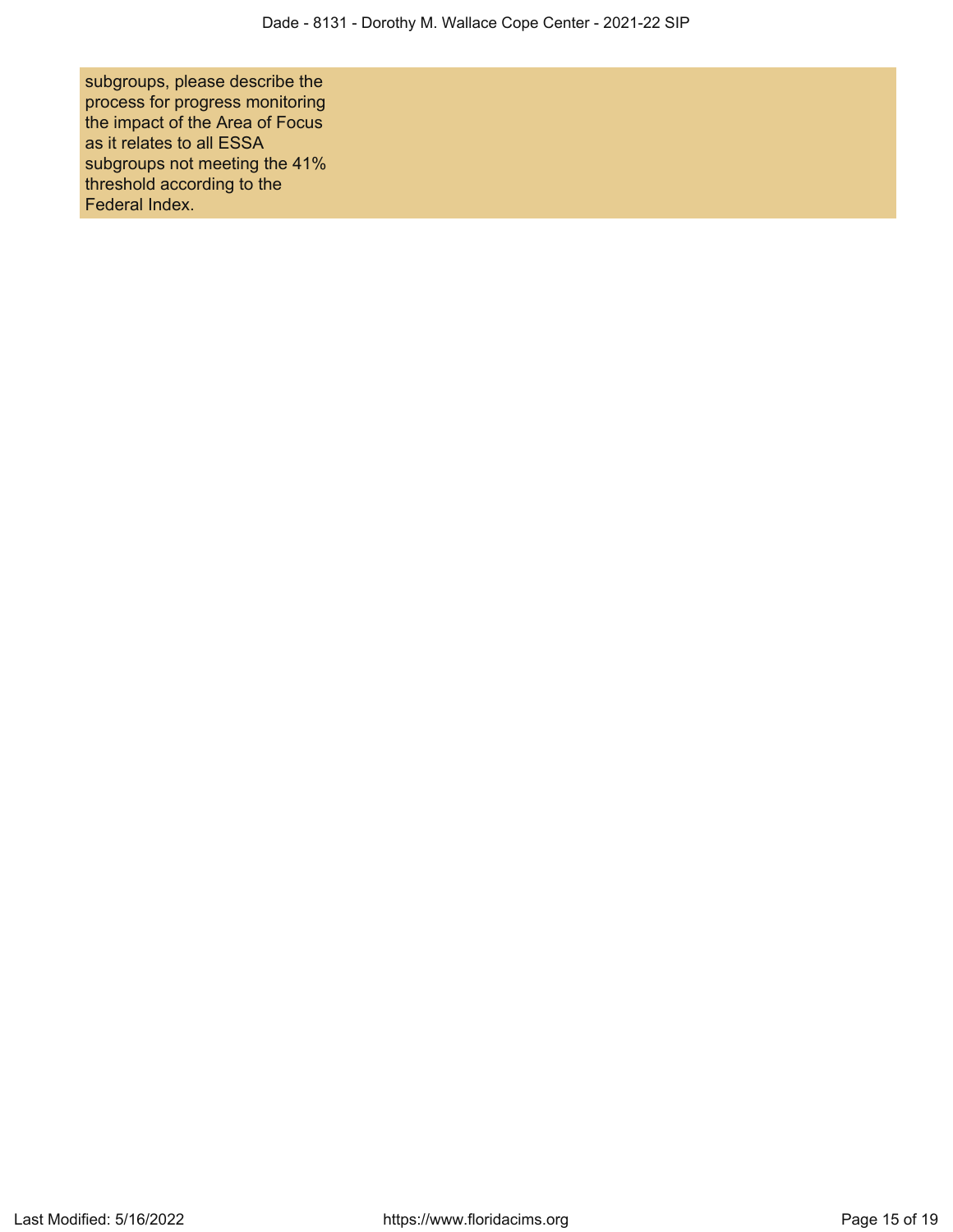| | |
|---|---|
| subgroups, please describe the process for progress monitoring the impact of the Area of Focus as it relates to all ESSA subgroups not meeting the 41% threshold according to the Federal Index. | |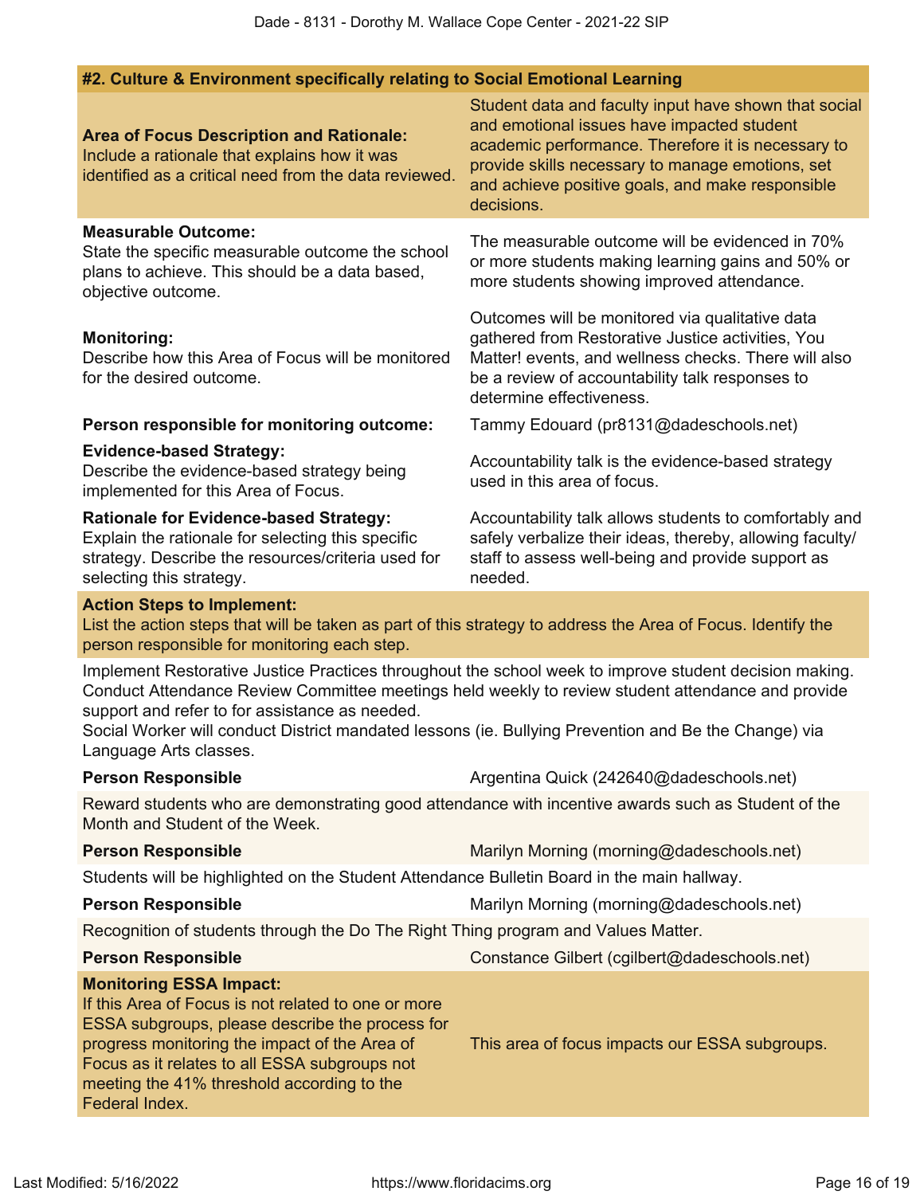## #2. Culture & Environment specifically relating to Social Emotional Learning

| | |
|---|---|
| **Area of Focus Description and Rationale:** Include a rationale that explains how it was identified as a critical need from the data reviewed. | Student data and faculty input have shown that social and emotional issues have impacted student academic performance. Therefore it is necessary to provide skills necessary to manage emotions, set and achieve positive goals, and make responsible decisions. |
| **Measurable Outcome:** State the specific measurable outcome the school plans to achieve. This should be a data based, objective outcome. | The measurable outcome will be evidenced in 70% or more students making learning gains and 50% or more students showing improved attendance. |
| **Monitoring:** Describe how this Area of Focus will be monitored for the desired outcome. | Outcomes will be monitored via qualitative data gathered from Restorative Justice activities, You Matter! events, and wellness checks. There will also be a review of accountability talk responses to determine effectiveness. |
| **Person responsible for monitoring outcome:** | Tammy Edouard (pr8131@dadeschools.net) |
| **Evidence-based Strategy:** Describe the evidence-based strategy being implemented for this Area of Focus. | Accountability talk is the evidence-based strategy used in this area of focus. |
| **Rationale for Evidence-based Strategy:** Explain the rationale for selecting this specific strategy. Describe the resources/criteria used for selecting this strategy. | Accountability talk allows students to comfortably and safely verbalize their ideas, thereby, allowing faculty/staff to assess well-being and provide support as needed. |

**Action Steps to Implement:**
List the action steps that will be taken as part of this strategy to address the Area of Focus. Identify the person responsible for monitoring each step.

Implement Restorative Justice Practices throughout the school week to improve student decision making.
Conduct Attendance Review Committee meetings held weekly to review student attendance and provide support and refer to for assistance as needed.
Social Worker will conduct District mandated lessons (ie. Bullying Prevention and Be the Change) via Language Arts classes.

**Person Responsible** Argentina Quick (242640@dadeschools.net)

Reward students who are demonstrating good attendance with incentive awards such as Student of the Month and Student of the Week.

**Person Responsible** Marilyn Morning (morning@dadeschools.net)

Students will be highlighted on the Student Attendance Bulletin Board in the main hallway.

**Person Responsible** Marilyn Morning (morning@dadeschools.net)

Recognition of students through the Do The Right Thing program and Values Matter.

**Person Responsible** Constance Gilbert (cgilbert@dadeschools.net)

| | |
|---|---|
| **Monitoring ESSA Impact:** If this Area of Focus is not related to one or more ESSA subgroups, please describe the process for progress monitoring the impact of the Area of Focus as it relates to all ESSA subgroups not meeting the 41% threshold according to the Federal Index. | This area of focus impacts our ESSA subgroups. |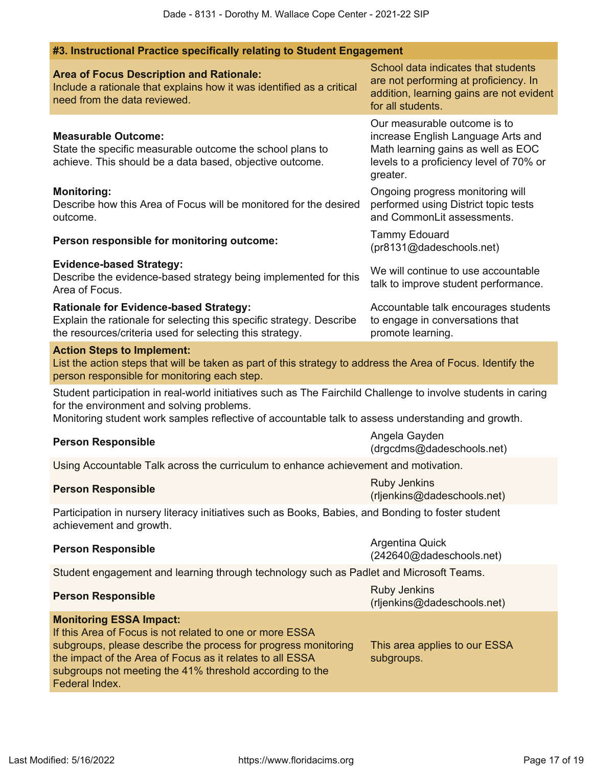## #3. Instructional Practice specifically relating to Student Engagement

| | |
|---|---|
| **Area of Focus Description and Rationale:** Include a rationale that explains how it was identified as a critical need from the data reviewed. | School data indicates that students are not performing at proficiency. In addition, learning gains are not evident for all students. |
| **Measurable Outcome:** State the specific measurable outcome the school plans to achieve. This should be a data based, objective outcome. | Our measurable outcome is to increase English Language Arts and Math learning gains as well as EOC levels to a proficiency level of 70% or greater. |
| **Monitoring:** Describe how this Area of Focus will be monitored for the desired outcome. | Ongoing progress monitoring will performed using District topic tests and CommonLit assessments. |
| **Person responsible for monitoring outcome:** | Tammy Edouard (pr8131@dadeschools.net) |
| **Evidence-based Strategy:** Describe the evidence-based strategy being implemented for this Area of Focus. | We will continue to use accountable talk to improve student performance. |
| **Rationale for Evidence-based Strategy:** Explain the rationale for selecting this specific strategy. Describe the resources/criteria used for selecting this strategy. | Accountable talk encourages students to engage in conversations that promote learning. |

**Action Steps to Implement:**
List the action steps that will be taken as part of this strategy to address the Area of Focus. Identify the person responsible for monitoring each step.

Student participation in real-world initiatives such as The Fairchild Challenge to involve students in caring for the environment and solving problems.
Monitoring student work samples reflective of accountable talk to assess understanding and growth.

**Person Responsible** — Angela Gayden (drgcdms@dadeschools.net)

Using Accountable Talk across the curriculum to enhance achievement and motivation.

**Person Responsible** — Ruby Jenkins (rljenkins@dadeschools.net)

Participation in nursery literacy initiatives such as Books, Babies, and Bonding to foster student achievement and growth.

**Person Responsible** — Argentina Quick (242640@dadeschools.net)

Student engagement and learning through technology such as Padlet and Microsoft Teams.

**Person Responsible** — Ruby Jenkins (rljenkins@dadeschools.net)

| | |
|---|---|
| **Monitoring ESSA Impact:** If this Area of Focus is not related to one or more ESSA subgroups, please describe the process for progress monitoring the impact of the Area of Focus as it relates to all ESSA subgroups not meeting the 41% threshold according to the Federal Index. | This area applies to our ESSA subgroups. |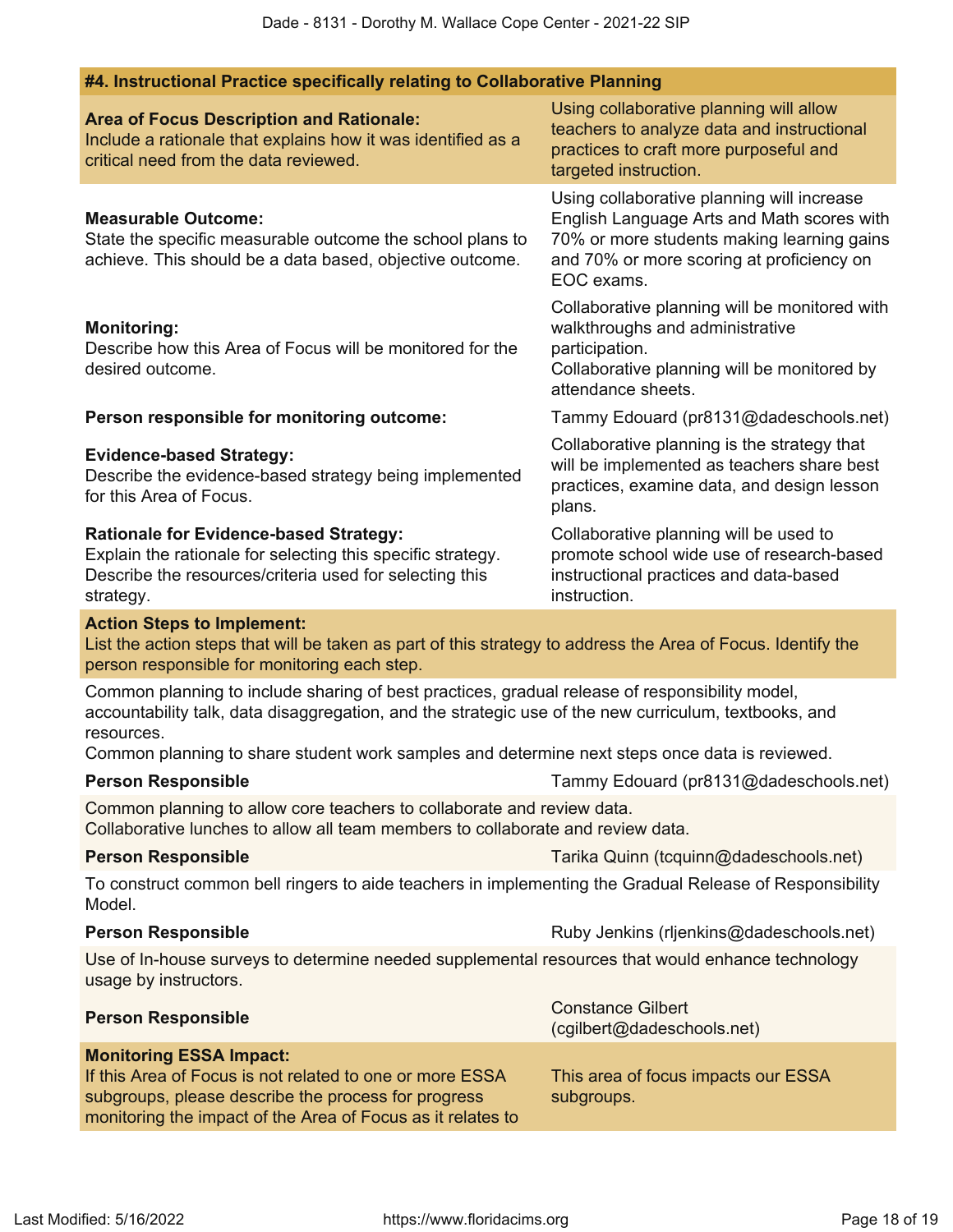### #4. Instructional Practice specifically relating to Collaborative Planning

| | |
|---|---|
| **Area of Focus Description and Rationale:** Include a rationale that explains how it was identified as a critical need from the data reviewed. | Using collaborative planning will allow teachers to analyze data and instructional practices to craft more purposeful and targeted instruction. |
| **Measurable Outcome:** State the specific measurable outcome the school plans to achieve. This should be a data based, objective outcome. | Using collaborative planning will increase English Language Arts and Math scores with 70% or more students making learning gains and 70% or more scoring at proficiency on EOC exams. |
| **Monitoring:** Describe how this Area of Focus will be monitored for the desired outcome. | Collaborative planning will be monitored with walkthroughs and administrative participation.<br>Collaborative planning will be monitored by attendance sheets. |
| **Person responsible for monitoring outcome:** | Tammy Edouard (pr8131@dadeschools.net) |
| **Evidence-based Strategy:** Describe the evidence-based strategy being implemented for this Area of Focus. | Collaborative planning is the strategy that will be implemented as teachers share best practices, examine data, and design lesson plans. |
| **Rationale for Evidence-based Strategy:** Explain the rationale for selecting this specific strategy. Describe the resources/criteria used for selecting this strategy. | Collaborative planning will be used to promote school wide use of research-based instructional practices and data-based instruction. |

**Action Steps to Implement:**
List the action steps that will be taken as part of this strategy to address the Area of Focus. Identify the person responsible for monitoring each step.

Common planning to include sharing of best practices, gradual release of responsibility model, accountability talk, data disaggregation, and the strategic use of the new curriculum, textbooks, and resources.
Common planning to share student work samples and determine next steps once data is reviewed.

**Person Responsible:** Tammy Edouard (pr8131@dadeschools.net)

Common planning to allow core teachers to collaborate and review data.
Collaborative lunches to allow all team members to collaborate and review data.

**Person Responsible:** Tarika Quinn (tcquinn@dadeschools.net)

To construct common bell ringers to aide teachers in implementing the Gradual Release of Responsibility Model.

**Person Responsible:** Ruby Jenkins (rljenkins@dadeschools.net)

Use of In-house surveys to determine needed supplemental resources that would enhance technology usage by instructors.

**Person Responsible:** Constance Gilbert (cgilbert@dadeschools.net)

| | |
|---|---|
| **Monitoring ESSA Impact:** If this Area of Focus is not related to one or more ESSA subgroups, please describe the process for progress monitoring the impact of the Area of Focus as it relates to | This area of focus impacts our ESSA subgroups. |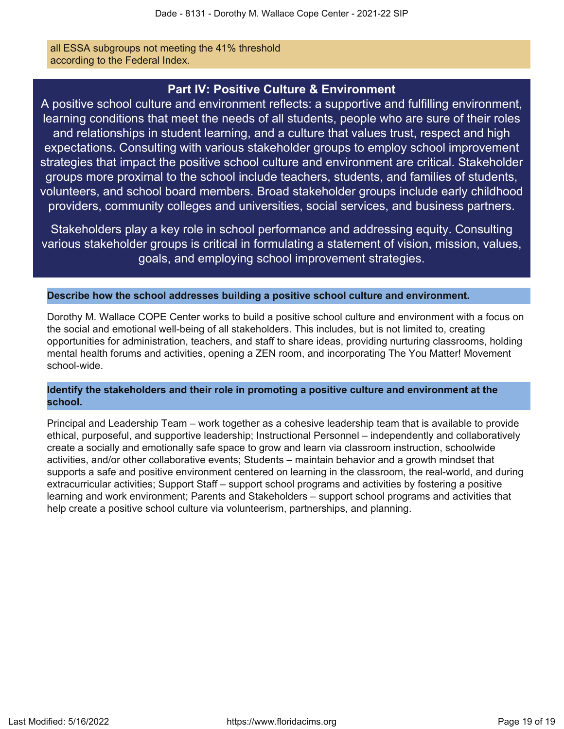all ESSA subgroups not meeting the 41% threshold according to the Federal Index.

## Part IV: Positive Culture & Environment

A positive school culture and environment reflects: a supportive and fulfilling environment, learning conditions that meet the needs of all students, people who are sure of their roles and relationships in student learning, and a culture that values trust, respect and high expectations. Consulting with various stakeholder groups to employ school improvement strategies that impact the positive school culture and environment are critical. Stakeholder groups more proximal to the school include teachers, students, and families of students, volunteers, and school board members. Broad stakeholder groups include early childhood providers, community colleges and universities, social services, and business partners.

Stakeholders play a key role in school performance and addressing equity. Consulting various stakeholder groups is critical in formulating a statement of vision, mission, values, goals, and employing school improvement strategies.

**Describe how the school addresses building a positive school culture and environment.**

Dorothy M. Wallace COPE Center works to build a positive school culture and environment with a focus on the social and emotional well-being of all stakeholders. This includes, but is not limited to, creating opportunities for administration, teachers, and staff to share ideas, providing nurturing classrooms, holding mental health forums and activities, opening a ZEN room, and incorporating The You Matter! Movement school-wide.

**Identify the stakeholders and their role in promoting a positive culture and environment at the school.**

Principal and Leadership Team – work together as a cohesive leadership team that is available to provide ethical, purposeful, and supportive leadership; Instructional Personnel – independently and collaboratively create a socially and emotionally safe space to grow and learn via classroom instruction, schoolwide activities, and/or other collaborative events; Students – maintain behavior and a growth mindset that supports a safe and positive environment centered on learning in the classroom, the real-world, and during extracurricular activities; Support Staff – support school programs and activities by fostering a positive learning and work environment; Parents and Stakeholders – support school programs and activities that help create a positive school culture via volunteerism, partnerships, and planning.